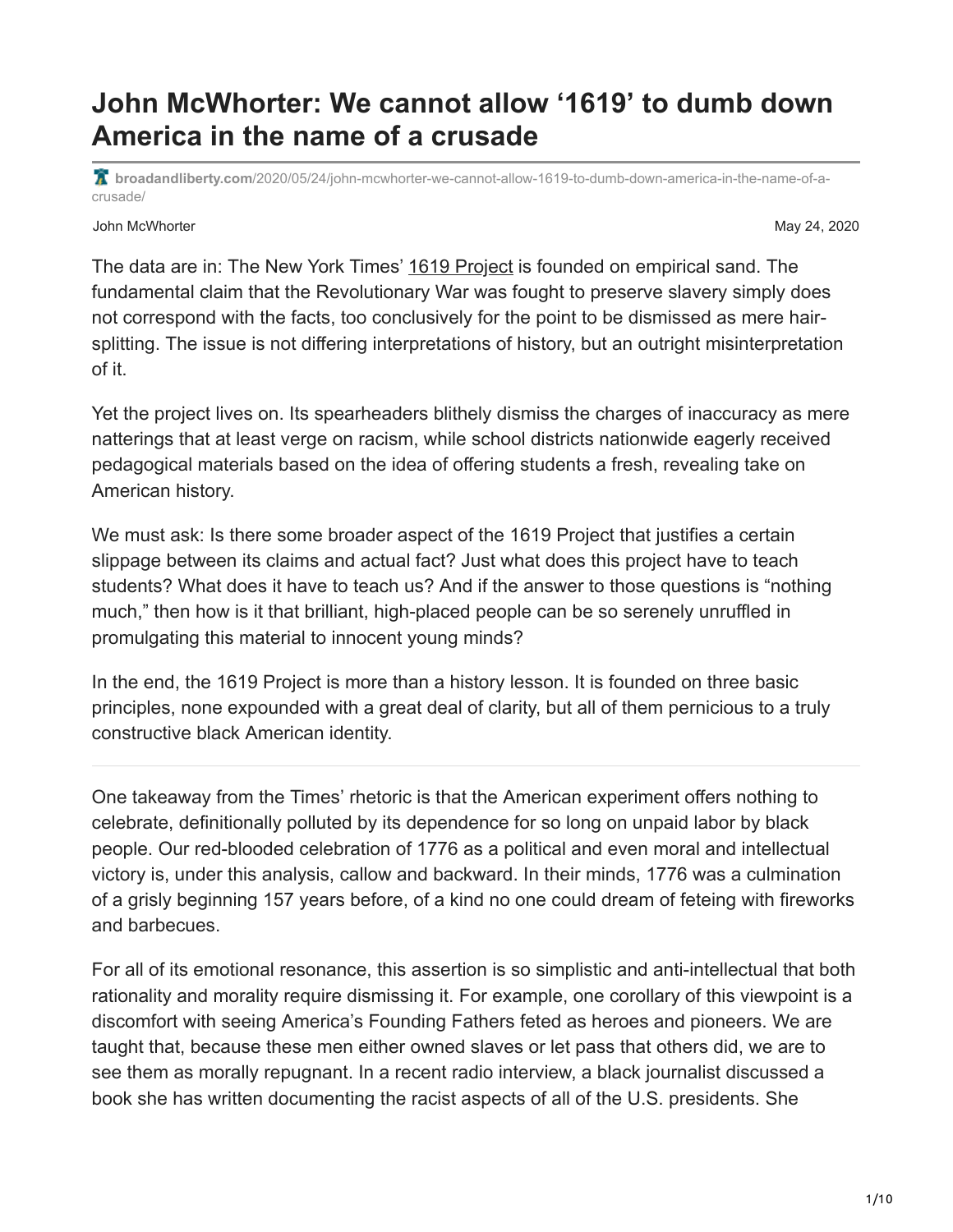# John McWhorter: We cannot allow '1619' to dumb down America in the name of a crusade

broadandliberty.com/2020/05/24/john-mcwhorter-we-cannot-allow-1619-to-dumb-down-america-in-the-name-of-a-crusade/

John McWhorter

May 24, 2020

The data are in: The New York Times' 1619 Project is founded on empirical sand. The fundamental claim that the Revolutionary War was fought to preserve slavery simply does not correspond with the facts, too conclusively for the point to be dismissed as mere hair-splitting. The issue is not differing interpretations of history, but an outright misinterpretation of it.

Yet the project lives on. Its spearheaders blithely dismiss the charges of inaccuracy as mere natterings that at least verge on racism, while school districts nationwide eagerly received pedagogical materials based on the idea of offering students a fresh, revealing take on American history.

We must ask: Is there some broader aspect of the 1619 Project that justifies a certain slippage between its claims and actual fact? Just what does this project have to teach students? What does it have to teach us? And if the answer to those questions is "nothing much," then how is it that brilliant, high-placed people can be so serenely unruffled in promulgating this material to innocent young minds?

In the end, the 1619 Project is more than a history lesson. It is founded on three basic principles, none expounded with a great deal of clarity, but all of them pernicious to a truly constructive black American identity.

---

One takeaway from the Times' rhetoric is that the American experiment offers nothing to celebrate, definitionally polluted by its dependence for so long on unpaid labor by black people. Our red-blooded celebration of 1776 as a political and even moral and intellectual victory is, under this analysis, callow and backward. In their minds, 1776 was a culmination of a grisly beginning 157 years before, of a kind no one could dream of feteing with fireworks and barbecues.

For all of its emotional resonance, this assertion is so simplistic and anti-intellectual that both rationality and morality require dismissing it. For example, one corollary of this viewpoint is a discomfort with seeing America's Founding Fathers feted as heroes and pioneers. We are taught that, because these men either owned slaves or let pass that others did, we are to see them as morally repugnant. In a recent radio interview, a black journalist discussed a book she has written documenting the racist aspects of all of the U.S. presidents. She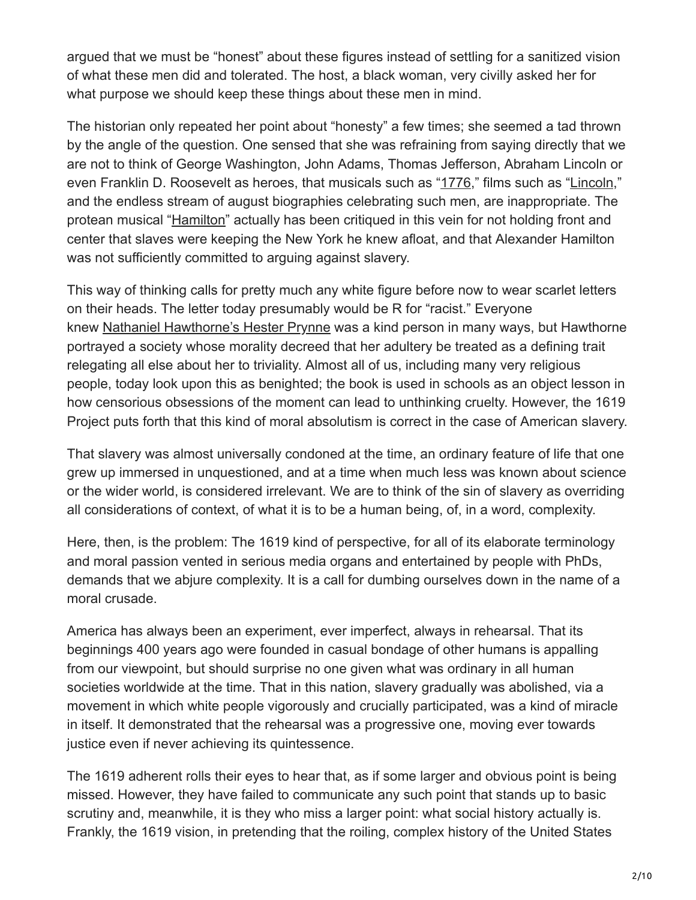argued that we must be "honest" about these figures instead of settling for a sanitized vision of what these men did and tolerated. The host, a black woman, very civilly asked her for what purpose we should keep these things about these men in mind.

The historian only repeated her point about "honesty" a few times; she seemed a tad thrown by the angle of the question. One sensed that she was refraining from saying directly that we are not to think of George Washington, John Adams, Thomas Jefferson, Abraham Lincoln or even Franklin D. Roosevelt as heroes, that musicals such as "1776," films such as "Lincoln," and the endless stream of august biographies celebrating such men, are inappropriate. The protean musical "Hamilton" actually has been critiqued in this vein for not holding front and center that slaves were keeping the New York he knew afloat, and that Alexander Hamilton was not sufficiently committed to arguing against slavery.

This way of thinking calls for pretty much any white figure before now to wear scarlet letters on their heads. The letter today presumably would be R for "racist." Everyone knew Nathaniel Hawthorne's Hester Prynne was a kind person in many ways, but Hawthorne portrayed a society whose morality decreed that her adultery be treated as a defining trait relegating all else about her to triviality. Almost all of us, including many very religious people, today look upon this as benighted; the book is used in schools as an object lesson in how censorious obsessions of the moment can lead to unthinking cruelty. However, the 1619 Project puts forth that this kind of moral absolutism is correct in the case of American slavery.

That slavery was almost universally condoned at the time, an ordinary feature of life that one grew up immersed in unquestioned, and at a time when much less was known about science or the wider world, is considered irrelevant. We are to think of the sin of slavery as overriding all considerations of context, of what it is to be a human being, of, in a word, complexity.

Here, then, is the problem: The 1619 kind of perspective, for all of its elaborate terminology and moral passion vented in serious media organs and entertained by people with PhDs, demands that we abjure complexity. It is a call for dumbing ourselves down in the name of a moral crusade.

America has always been an experiment, ever imperfect, always in rehearsal. That its beginnings 400 years ago were founded in casual bondage of other humans is appalling from our viewpoint, but should surprise no one given what was ordinary in all human societies worldwide at the time. That in this nation, slavery gradually was abolished, via a movement in which white people vigorously and crucially participated, was a kind of miracle in itself. It demonstrated that the rehearsal was a progressive one, moving ever towards justice even if never achieving its quintessence.

The 1619 adherent rolls their eyes to hear that, as if some larger and obvious point is being missed. However, they have failed to communicate any such point that stands up to basic scrutiny and, meanwhile, it is they who miss a larger point: what social history actually is. Frankly, the 1619 vision, in pretending that the roiling, complex history of the United States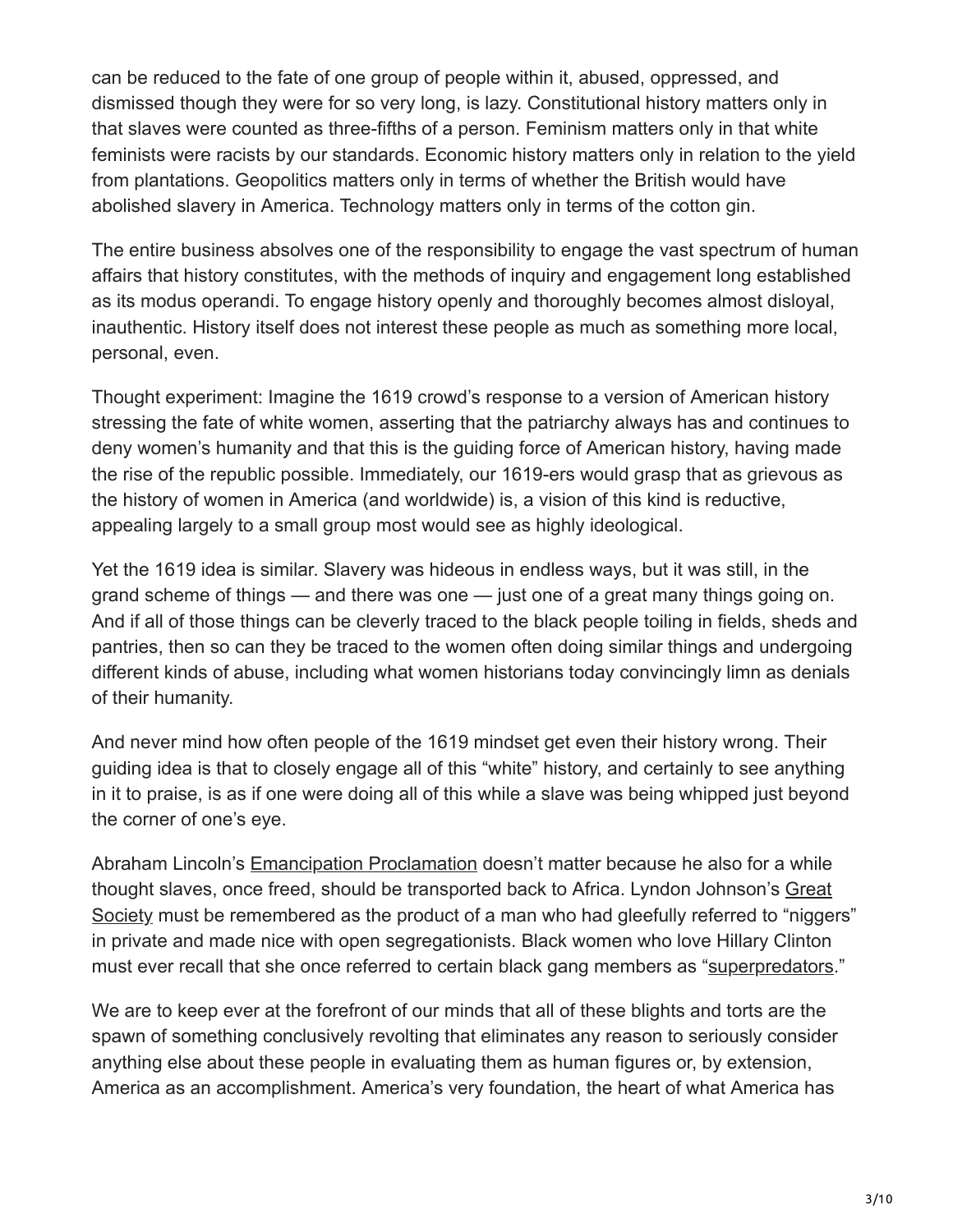can be reduced to the fate of one group of people within it, abused, oppressed, and dismissed though they were for so very long, is lazy. Constitutional history matters only in that slaves were counted as three-fifths of a person. Feminism matters only in that white feminists were racists by our standards. Economic history matters only in relation to the yield from plantations. Geopolitics matters only in terms of whether the British would have abolished slavery in America. Technology matters only in terms of the cotton gin.

The entire business absolves one of the responsibility to engage the vast spectrum of human affairs that history constitutes, with the methods of inquiry and engagement long established as its modus operandi. To engage history openly and thoroughly becomes almost disloyal, inauthentic. History itself does not interest these people as much as something more local, personal, even.

Thought experiment: Imagine the 1619 crowd's response to a version of American history stressing the fate of white women, asserting that the patriarchy always has and continues to deny women's humanity and that this is the guiding force of American history, having made the rise of the republic possible. Immediately, our 1619-ers would grasp that as grievous as the history of women in America (and worldwide) is, a vision of this kind is reductive, appealing largely to a small group most would see as highly ideological.

Yet the 1619 idea is similar. Slavery was hideous in endless ways, but it was still, in the grand scheme of things — and there was one — just one of a great many things going on. And if all of those things can be cleverly traced to the black people toiling in fields, sheds and pantries, then so can they be traced to the women often doing similar things and undergoing different kinds of abuse, including what women historians today convincingly limn as denials of their humanity.

And never mind how often people of the 1619 mindset get even their history wrong. Their guiding idea is that to closely engage all of this "white" history, and certainly to see anything in it to praise, is as if one were doing all of this while a slave was being whipped just beyond the corner of one's eye.

Abraham Lincoln's Emancipation Proclamation doesn't matter because he also for a while thought slaves, once freed, should be transported back to Africa. Lyndon Johnson's Great Society must be remembered as the product of a man who had gleefully referred to "niggers" in private and made nice with open segregationists. Black women who love Hillary Clinton must ever recall that she once referred to certain black gang members as "superpredators."

We are to keep ever at the forefront of our minds that all of these blights and torts are the spawn of something conclusively revolting that eliminates any reason to seriously consider anything else about these people in evaluating them as human figures or, by extension, America as an accomplishment. America's very foundation, the heart of what America has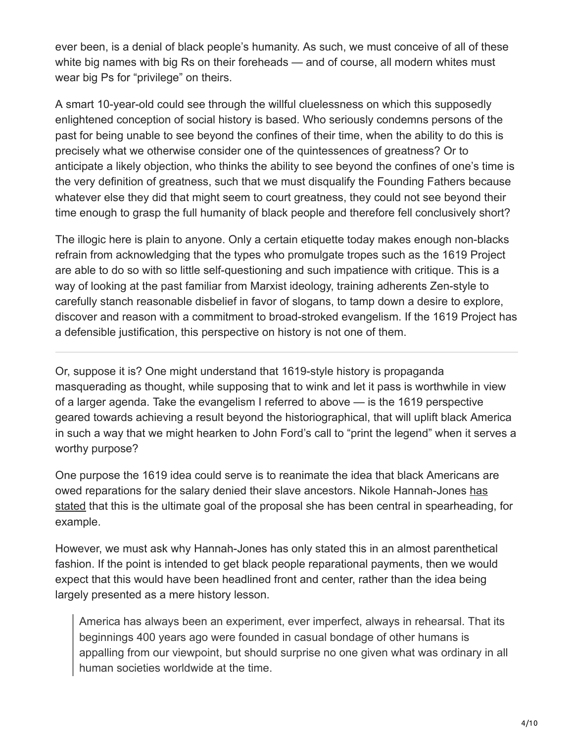ever been, is a denial of black people's humanity. As such, we must conceive of all of these white big names with big Rs on their foreheads — and of course, all modern whites must wear big Ps for "privilege" on theirs.

A smart 10-year-old could see through the willful cluelessness on which this supposedly enlightened conception of social history is based. Who seriously condemns persons of the past for being unable to see beyond the confines of their time, when the ability to do this is precisely what we otherwise consider one of the quintessences of greatness? Or to anticipate a likely objection, who thinks the ability to see beyond the confines of one's time is the very definition of greatness, such that we must disqualify the Founding Fathers because whatever else they did that might seem to court greatness, they could not see beyond their time enough to grasp the full humanity of black people and therefore fell conclusively short?

The illogic here is plain to anyone. Only a certain etiquette today makes enough non-blacks refrain from acknowledging that the types who promulgate tropes such as the 1619 Project are able to do so with so little self-questioning and such impatience with critique. This is a way of looking at the past familiar from Marxist ideology, training adherents Zen-style to carefully stanch reasonable disbelief in favor of slogans, to tamp down a desire to explore, discover and reason with a commitment to broad-stroked evangelism. If the 1619 Project has a defensible justification, this perspective on history is not one of them.

---

Or, suppose it is? One might understand that 1619-style history is propaganda masquerading as thought, while supposing that to wink and let it pass is worthwhile in view of a larger agenda. Take the evangelism I referred to above — is the 1619 perspective geared towards achieving a result beyond the historiographical, that will uplift black America in such a way that we might hearken to John Ford's call to "print the legend" when it serves a worthy purpose?

One purpose the 1619 idea could serve is to reanimate the idea that black Americans are owed reparations for the salary denied their slave ancestors. Nikole Hannah-Jones has stated that this is the ultimate goal of the proposal she has been central in spearheading, for example.

However, we must ask why Hannah-Jones has only stated this in an almost parenthetical fashion. If the point is intended to get black people reparational payments, then we would expect that this would have been headlined front and center, rather than the idea being largely presented as a mere history lesson.

> America has always been an experiment, ever imperfect, always in rehearsal. That its beginnings 400 years ago were founded in casual bondage of other humans is appalling from our viewpoint, but should surprise no one given what was ordinary in all human societies worldwide at the time.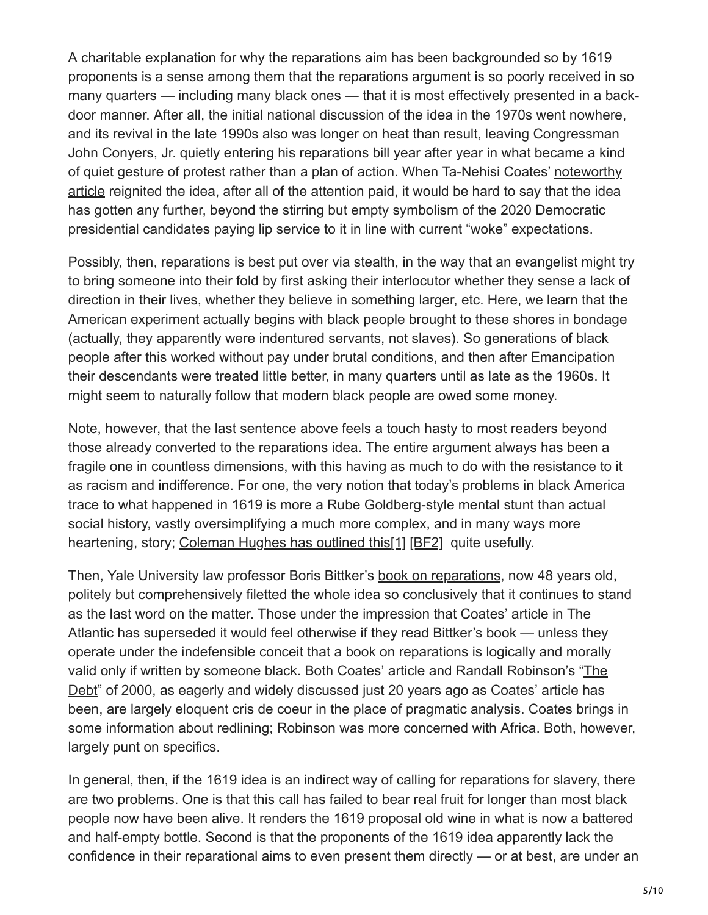A charitable explanation for why the reparations aim has been backgrounded so by 1619 proponents is a sense among them that the reparations argument is so poorly received in so many quarters — including many black ones — that it is most effectively presented in a back-door manner. After all, the initial national discussion of the idea in the 1970s went nowhere, and its revival in the late 1990s also was longer on heat than result, leaving Congressman John Conyers, Jr. quietly entering his reparations bill year after year in what became a kind of quiet gesture of protest rather than a plan of action. When Ta-Nehisi Coates' noteworthy article reignited the idea, after all of the attention paid, it would be hard to say that the idea has gotten any further, beyond the stirring but empty symbolism of the 2020 Democratic presidential candidates paying lip service to it in line with current "woke" expectations.

Possibly, then, reparations is best put over via stealth, in the way that an evangelist might try to bring someone into their fold by first asking their interlocutor whether they sense a lack of direction in their lives, whether they believe in something larger, etc. Here, we learn that the American experiment actually begins with black people brought to these shores in bondage (actually, they apparently were indentured servants, not slaves). So generations of black people after this worked without pay under brutal conditions, and then after Emancipation their descendants were treated little better, in many quarters until as late as the 1960s. It might seem to naturally follow that modern black people are owed some money.

Note, however, that the last sentence above feels a touch hasty to most readers beyond those already converted to the reparations idea. The entire argument always has been a fragile one in countless dimensions, with this having as much to do with the resistance to it as racism and indifference. For one, the very notion that today's problems in black America trace to what happened in 1619 is more a Rube Goldberg-style mental stunt than actual social history, vastly oversimplifying a much more complex, and in many ways more heartening, story; Coleman Hughes has outlined this[1] [BF2] quite usefully.

Then, Yale University law professor Boris Bittker's book on reparations, now 48 years old, politely but comprehensively filetted the whole idea so conclusively that it continues to stand as the last word on the matter. Those under the impression that Coates' article in The Atlantic has superseded it would feel otherwise if they read Bittker's book — unless they operate under the indefensible conceit that a book on reparations is logically and morally valid only if written by someone black. Both Coates' article and Randall Robinson's "The Debt" of 2000, as eagerly and widely discussed just 20 years ago as Coates' article has been, are largely eloquent cris de coeur in the place of pragmatic analysis. Coates brings in some information about redlining; Robinson was more concerned with Africa. Both, however, largely punt on specifics.

In general, then, if the 1619 idea is an indirect way of calling for reparations for slavery, there are two problems. One is that this call has failed to bear real fruit for longer than most black people now have been alive. It renders the 1619 proposal old wine in what is now a battered and half-empty bottle. Second is that the proponents of the 1619 idea apparently lack the confidence in their reparational aims to even present them directly — or at best, are under an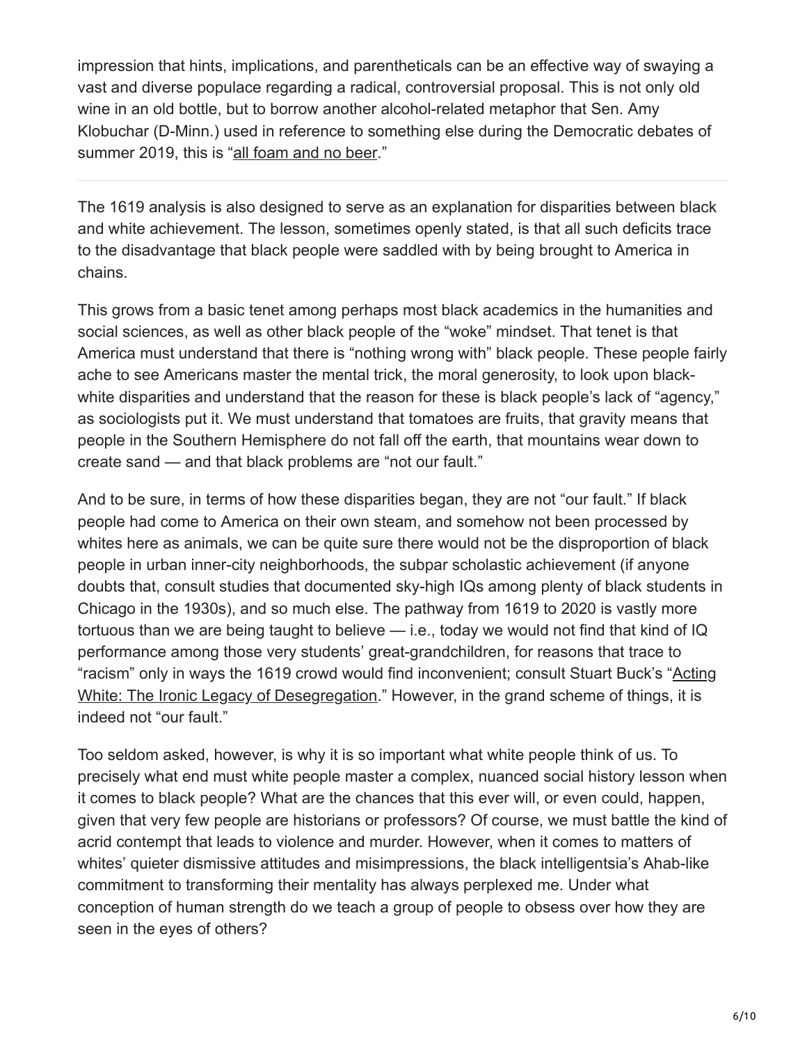impression that hints, implications, and parentheticals can be an effective way of swaying a vast and diverse populace regarding a radical, controversial proposal. This is not only old wine in an old bottle, but to borrow another alcohol-related metaphor that Sen. Amy Klobuchar (D-Minn.) used in reference to something else during the Democratic debates of summer 2019, this is "all foam and no beer."

---

The 1619 analysis is also designed to serve as an explanation for disparities between black and white achievement. The lesson, sometimes openly stated, is that all such deficits trace to the disadvantage that black people were saddled with by being brought to America in chains.

This grows from a basic tenet among perhaps most black academics in the humanities and social sciences, as well as other black people of the "woke" mindset. That tenet is that America must understand that there is "nothing wrong with" black people. These people fairly ache to see Americans master the mental trick, the moral generosity, to look upon black-white disparities and understand that the reason for these is black people's lack of "agency," as sociologists put it. We must understand that tomatoes are fruits, that gravity means that people in the Southern Hemisphere do not fall off the earth, that mountains wear down to create sand — and that black problems are "not our fault."

And to be sure, in terms of how these disparities began, they are not "our fault." If black people had come to America on their own steam, and somehow not been processed by whites here as animals, we can be quite sure there would not be the disproportion of black people in urban inner-city neighborhoods, the subpar scholastic achievement (if anyone doubts that, consult studies that documented sky-high IQs among plenty of black students in Chicago in the 1930s), and so much else. The pathway from 1619 to 2020 is vastly more tortuous than we are being taught to believe — i.e., today we would not find that kind of IQ performance among those very students' great-grandchildren, for reasons that trace to "racism" only in ways the 1619 crowd would find inconvenient; consult Stuart Buck's "Acting White: The Ironic Legacy of Desegregation." However, in the grand scheme of things, it is indeed not "our fault."

Too seldom asked, however, is why it is so important what white people think of us. To precisely what end must white people master a complex, nuanced social history lesson when it comes to black people? What are the chances that this ever will, or even could, happen, given that very few people are historians or professors? Of course, we must battle the kind of acrid contempt that leads to violence and murder. However, when it comes to matters of whites' quieter dismissive attitudes and misimpressions, the black intelligentsia's Ahab-like commitment to transforming their mentality has always perplexed me. Under what conception of human strength do we teach a group of people to obsess over how they are seen in the eyes of others?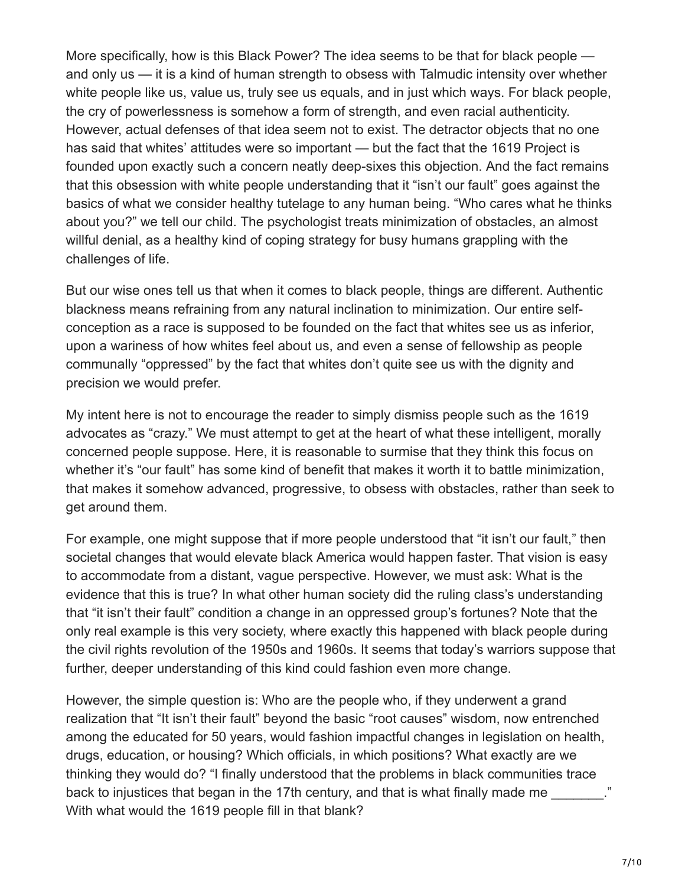More specifically, how is this Black Power? The idea seems to be that for black people — and only us — it is a kind of human strength to obsess with Talmudic intensity over whether white people like us, value us, truly see us equals, and in just which ways. For black people, the cry of powerlessness is somehow a form of strength, and even racial authenticity. However, actual defenses of that idea seem not to exist. The detractor objects that no one has said that whites' attitudes were so important — but the fact that the 1619 Project is founded upon exactly such a concern neatly deep-sixes this objection. And the fact remains that this obsession with white people understanding that it "isn't our fault" goes against the basics of what we consider healthy tutelage to any human being. "Who cares what he thinks about you?" we tell our child. The psychologist treats minimization of obstacles, an almost willful denial, as a healthy kind of coping strategy for busy humans grappling with the challenges of life.

But our wise ones tell us that when it comes to black people, things are different. Authentic blackness means refraining from any natural inclination to minimization. Our entire self-conception as a race is supposed to be founded on the fact that whites see us as inferior, upon a wariness of how whites feel about us, and even a sense of fellowship as people communally "oppressed" by the fact that whites don't quite see us with the dignity and precision we would prefer.

My intent here is not to encourage the reader to simply dismiss people such as the 1619 advocates as "crazy." We must attempt to get at the heart of what these intelligent, morally concerned people suppose. Here, it is reasonable to surmise that they think this focus on whether it's "our fault" has some kind of benefit that makes it worth it to battle minimization, that makes it somehow advanced, progressive, to obsess with obstacles, rather than seek to get around them.

For example, one might suppose that if more people understood that "it isn't our fault," then societal changes that would elevate black America would happen faster. That vision is easy to accommodate from a distant, vague perspective. However, we must ask: What is the evidence that this is true? In what other human society did the ruling class's understanding that "it isn't their fault" condition a change in an oppressed group's fortunes? Note that the only real example is this very society, where exactly this happened with black people during the civil rights revolution of the 1950s and 1960s. It seems that today's warriors suppose that further, deeper understanding of this kind could fashion even more change.

However, the simple question is: Who are the people who, if they underwent a grand realization that "It isn't their fault" beyond the basic "root causes" wisdom, now entrenched among the educated for 50 years, would fashion impactful changes in legislation on health, drugs, education, or housing? Which officials, in which positions? What exactly are we thinking they would do? "I finally understood that the problems in black communities trace back to injustices that began in the 17th century, and that is what finally made me _______." With what would the 1619 people fill in that blank?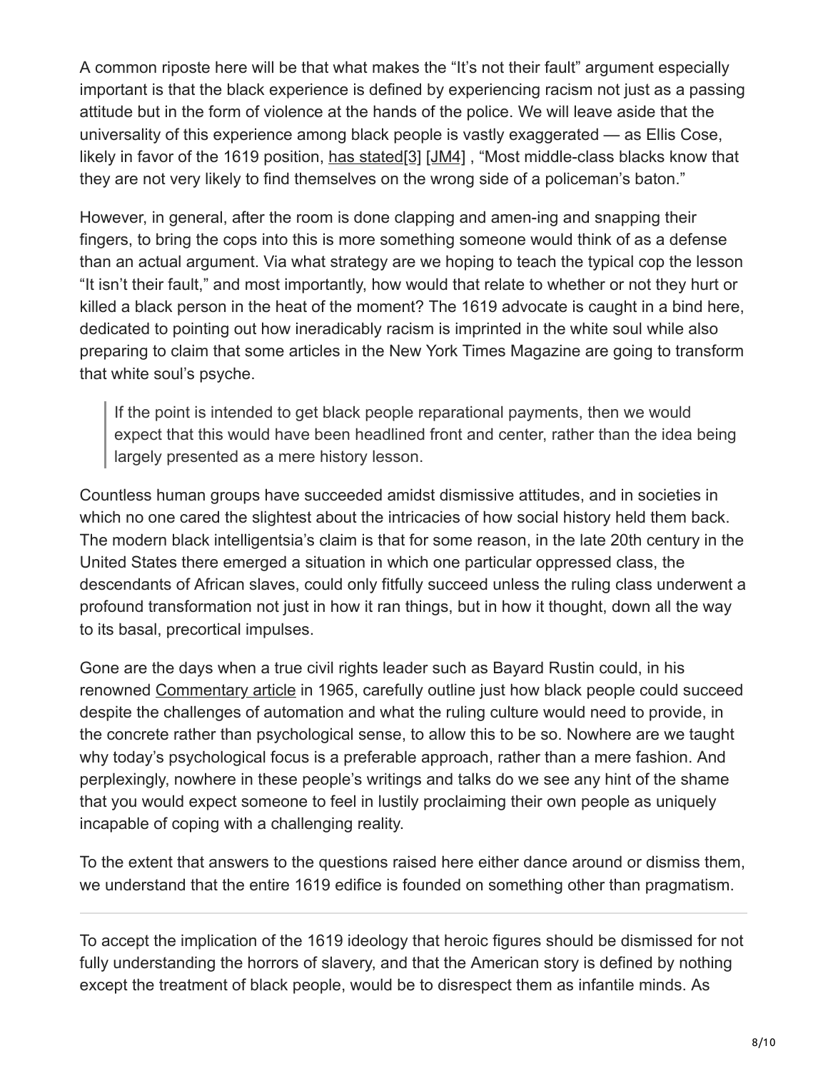A common riposte here will be that what makes the "It's not their fault" argument especially important is that the black experience is defined by experiencing racism not just as a passing attitude but in the form of violence at the hands of the police. We will leave aside that the universality of this experience among black people is vastly exaggerated — as Ellis Cose, likely in favor of the 1619 position, has stated[3] [JM4] , "Most middle-class blacks know that they are not very likely to find themselves on the wrong side of a policeman's baton."

However, in general, after the room is done clapping and amen-ing and snapping their fingers, to bring the cops into this is more something someone would think of as a defense than an actual argument. Via what strategy are we hoping to teach the typical cop the lesson "It isn't their fault," and most importantly, how would that relate to whether or not they hurt or killed a black person in the heat of the moment? The 1619 advocate is caught in a bind here, dedicated to pointing out how ineradicably racism is imprinted in the white soul while also preparing to claim that some articles in the New York Times Magazine are going to transform that white soul's psyche.

> If the point is intended to get black people reparational payments, then we would expect that this would have been headlined front and center, rather than the idea being largely presented as a mere history lesson.

Countless human groups have succeeded amidst dismissive attitudes, and in societies in which no one cared the slightest about the intricacies of how social history held them back. The modern black intelligentsia's claim is that for some reason, in the late 20th century in the United States there emerged a situation in which one particular oppressed class, the descendants of African slaves, could only fitfully succeed unless the ruling class underwent a profound transformation not just in how it ran things, but in how it thought, down all the way to its basal, precortical impulses.

Gone are the days when a true civil rights leader such as Bayard Rustin could, in his renowned Commentary article in 1965, carefully outline just how black people could succeed despite the challenges of automation and what the ruling culture would need to provide, in the concrete rather than psychological sense, to allow this to be so. Nowhere are we taught why today's psychological focus is a preferable approach, rather than a mere fashion. And perplexingly, nowhere in these people's writings and talks do we see any hint of the shame that you would expect someone to feel in lustily proclaiming their own people as uniquely incapable of coping with a challenging reality.

To the extent that answers to the questions raised here either dance around or dismiss them, we understand that the entire 1619 edifice is founded on something other than pragmatism.

---

To accept the implication of the 1619 ideology that heroic figures should be dismissed for not fully understanding the horrors of slavery, and that the American story is defined by nothing except the treatment of black people, would be to disrespect them as infantile minds. As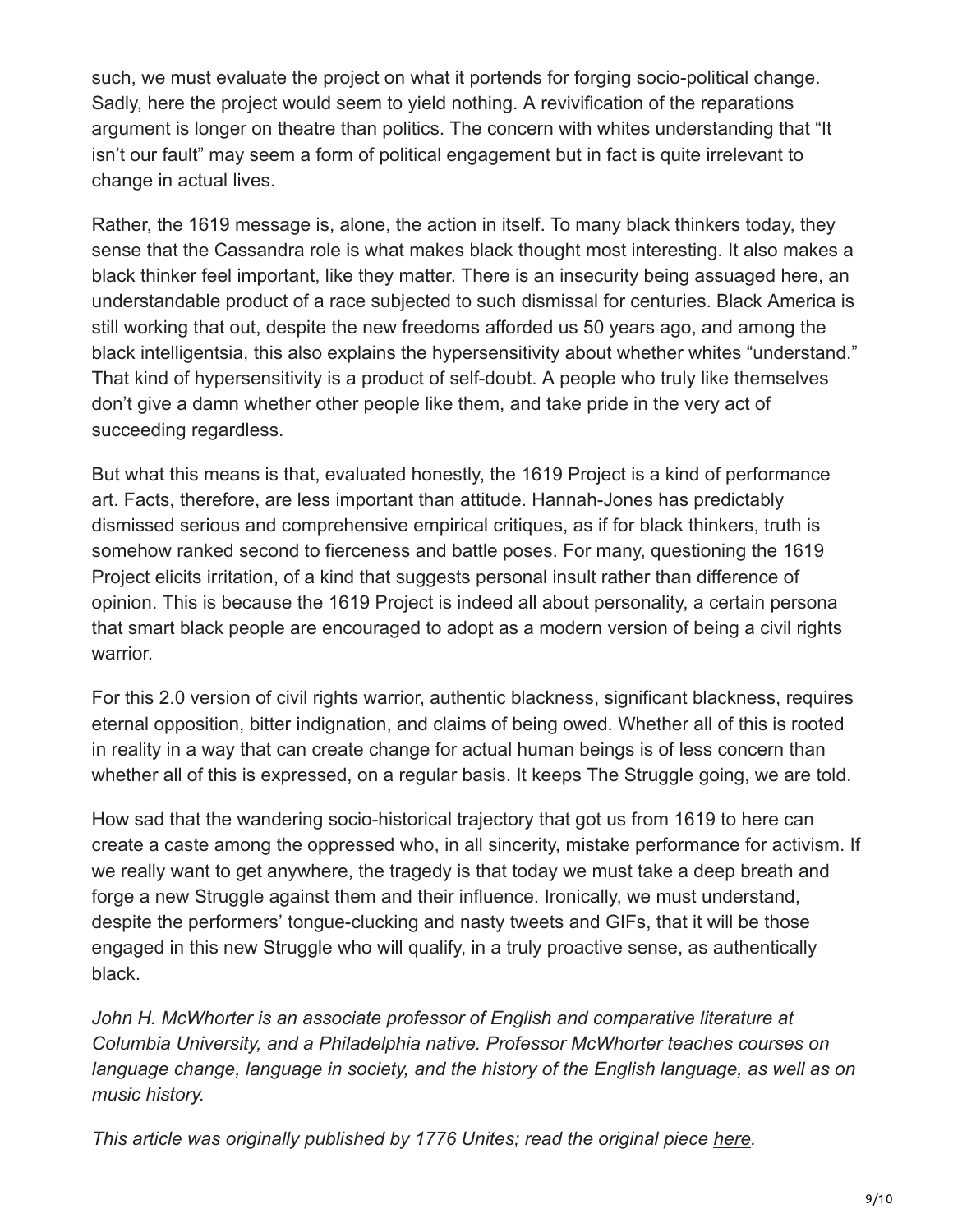such, we must evaluate the project on what it portends for forging socio-political change. Sadly, here the project would seem to yield nothing. A revivification of the reparations argument is longer on theatre than politics. The concern with whites understanding that "It isn't our fault" may seem a form of political engagement but in fact is quite irrelevant to change in actual lives.

Rather, the 1619 message is, alone, the action in itself. To many black thinkers today, they sense that the Cassandra role is what makes black thought most interesting. It also makes a black thinker feel important, like they matter. There is an insecurity being assuaged here, an understandable product of a race subjected to such dismissal for centuries. Black America is still working that out, despite the new freedoms afforded us 50 years ago, and among the black intelligentsia, this also explains the hypersensitivity about whether whites "understand." That kind of hypersensitivity is a product of self-doubt. A people who truly like themselves don't give a damn whether other people like them, and take pride in the very act of succeeding regardless.

But what this means is that, evaluated honestly, the 1619 Project is a kind of performance art. Facts, therefore, are less important than attitude. Hannah-Jones has predictably dismissed serious and comprehensive empirical critiques, as if for black thinkers, truth is somehow ranked second to fierceness and battle poses. For many, questioning the 1619 Project elicits irritation, of a kind that suggests personal insult rather than difference of opinion. This is because the 1619 Project is indeed all about personality, a certain persona that smart black people are encouraged to adopt as a modern version of being a civil rights warrior.

For this 2.0 version of civil rights warrior, authentic blackness, significant blackness, requires eternal opposition, bitter indignation, and claims of being owed. Whether all of this is rooted in reality in a way that can create change for actual human beings is of less concern than whether all of this is expressed, on a regular basis. It keeps The Struggle going, we are told.

How sad that the wandering socio-historical trajectory that got us from 1619 to here can create a caste among the oppressed who, in all sincerity, mistake performance for activism. If we really want to get anywhere, the tragedy is that today we must take a deep breath and forge a new Struggle against them and their influence. Ironically, we must understand, despite the performers' tongue-clucking and nasty tweets and GIFs, that it will be those engaged in this new Struggle who will qualify, in a truly proactive sense, as authentically black.

*John H. McWhorter is an associate professor of English and comparative literature at Columbia University, and a Philadelphia native. Professor McWhorter teaches courses on language change, language in society, and the history of the English language, as well as on music history.*

*This article was originally published by 1776 Unites; read the original piece here.*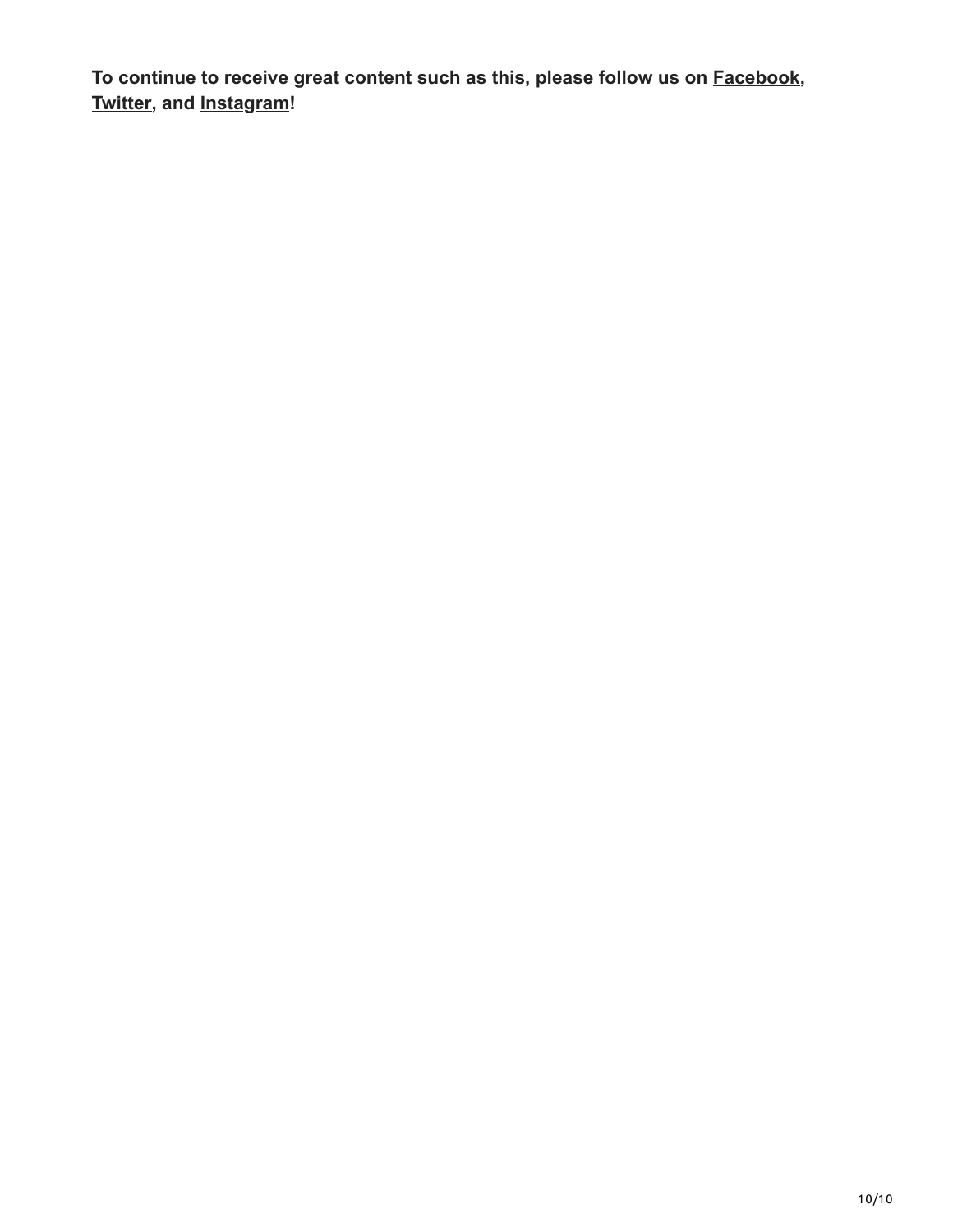**To continue to receive great content such as this, please follow us on Facebook, Twitter, and Instagram!**